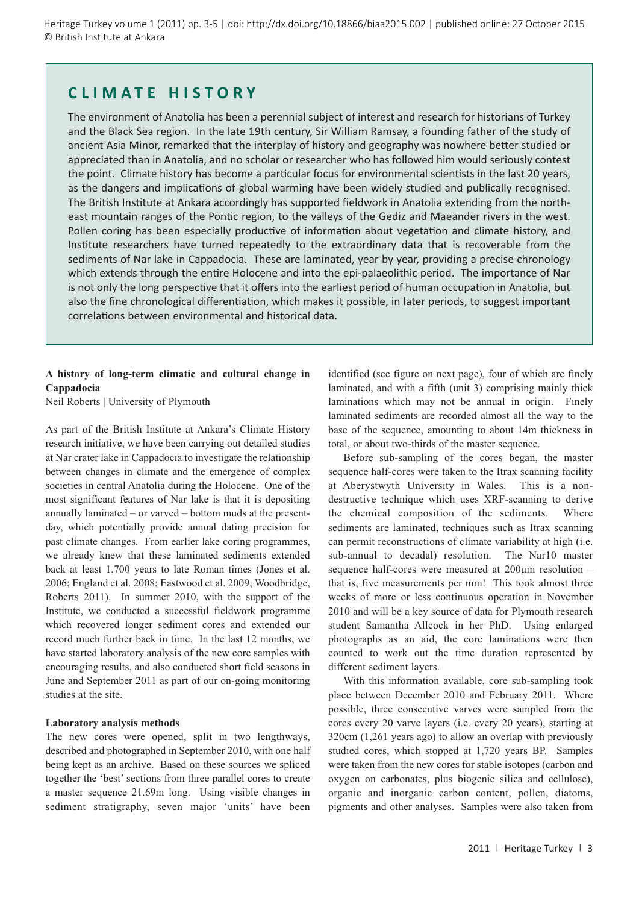## CLIMATE HISTORY

The environment of Anatolia has been a perennial subject of interest and research for historians of Turkey and the Black Sea region. In the late 19th century, Sir William Ramsay, a founding father of the study of ancient Asia Minor, remarked that the interplay of history and geography was nowhere better studied or appreciated than in Anatolia, and no scholar or researcher who has followed him would seriously contest the point. Climate history has become a particular focus for environmental scientists in the last 20 years, as the dangers and implications of global warming have been widely studied and publically recognised. The British Institute at Ankara accordingly has supported fieldwork in Anatolia extending from the north-east mountain ranges of the Pontic region, to the valleys of the Gediz and Maeander rivers in the west. Pollen coring has been especially productive of information about vegetation and climate history, and Institute researchers have turned repeatedly to the extraordinary data that is recoverable from the sediments of Nar lake in Cappadocia. These are laminated, year by year, providing a precise chronology which extends through the entire Holocene and into the epi-palaeolithic period. The importance of Nar is not only the long perspective that it offers into the earliest period of human occupation in Anatolia, but also the fine chronological differentiation, which makes it possible, in later periods, to suggest important correlations between environmental and historical data.

### A history of long-term climatic and cultural change in Cappadocia

Neil Roberts | University of Plymouth

As part of the British Institute at Ankara's Climate History research initiative, we have been carrying out detailed studies at Nar crater lake in Cappadocia to investigate the relationship between changes in climate and the emergence of complex societies in central Anatolia during the Holocene. One of the most significant features of Nar lake is that it is depositing annually laminated – or varved – bottom muds at the present-day, which potentially provide annual dating precision for past climate changes. From earlier lake coring programmes, we already knew that these laminated sediments extended back at least 1,700 years to late Roman times (Jones et al. 2006; England et al. 2008; Eastwood et al. 2009; Woodbridge, Roberts 2011). In summer 2010, with the support of the Institute, we conducted a successful fieldwork programme which recovered longer sediment cores and extended our record much further back in time. In the last 12 months, we have started laboratory analysis of the new core samples with encouraging results, and also conducted short field seasons in June and September 2011 as part of our on-going monitoring studies at the site.

#### Laboratory analysis methods

The new cores were opened, split in two lengthways, described and photographed in September 2010, with one half being kept as an archive. Based on these sources we spliced together the 'best' sections from three parallel cores to create a master sequence 21.69m long. Using visible changes in sediment stratigraphy, seven major 'units' have been identified (see figure on next page), four of which are finely laminated, and with a fifth (unit 3) comprising mainly thick laminations which may not be annual in origin. Finely laminated sediments are recorded almost all the way to the base of the sequence, amounting to about 14m thickness in total, or about two-thirds of the master sequence.

Before sub-sampling of the cores began, the master sequence half-cores were taken to the Itrax scanning facility at Aberystwyth University in Wales. This is a non-destructive technique which uses XRF-scanning to derive the chemical composition of the sediments. Where sediments are laminated, techniques such as Itrax scanning can permit reconstructions of climate variability at high (i.e. sub-annual to decadal) resolution. The Nar10 master sequence half-cores were measured at 200µm resolution – that is, five measurements per mm! This took almost three weeks of more or less continuous operation in November 2010 and will be a key source of data for Plymouth research student Samantha Allcock in her PhD. Using enlarged photographs as an aid, the core laminations were then counted to work out the time duration represented by different sediment layers.

With this information available, core sub-sampling took place between December 2010 and February 2011. Where possible, three consecutive varves were sampled from the cores every 20 varve layers (i.e. every 20 years), starting at 320cm (1,261 years ago) to allow an overlap with previously studied cores, which stopped at 1,720 years BP. Samples were taken from the new cores for stable isotopes (carbon and oxygen on carbonates, plus biogenic silica and cellulose), organic and inorganic carbon content, pollen, diatoms, pigments and other analyses. Samples were also taken from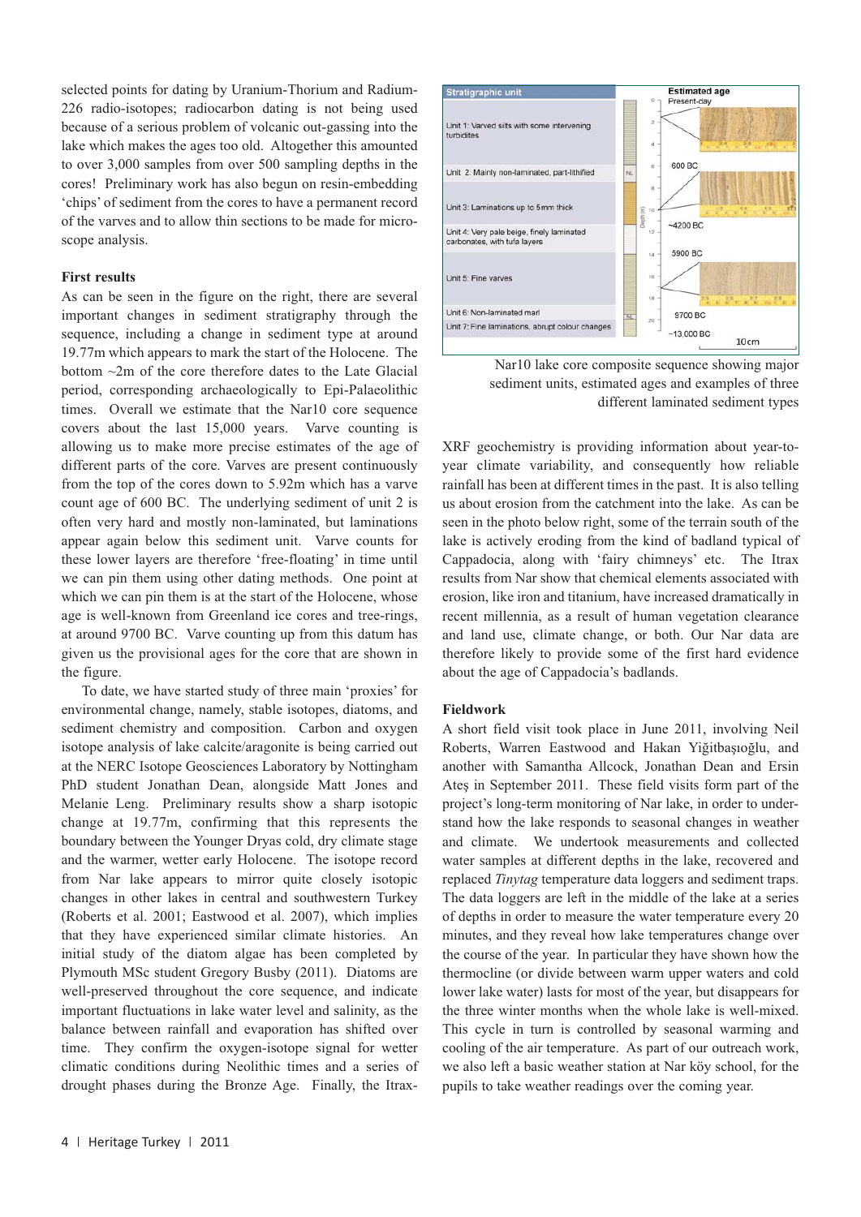selected points for dating by Uranium-Thorium and Radium-226 radio-isotopes; radiocarbon dating is not being used because of a serious problem of volcanic out-gassing into the lake which makes the ages too old. Altogether this amounted to over 3,000 samples from over 500 sampling depths in the cores! Preliminary work has also begun on resin-embedding 'chips' of sediment from the cores to have a permanent record of the varves and to allow thin sections to be made for microscope analysis.

**First results**

As can be seen in the figure on the right, there are several important changes in sediment stratigraphy through the sequence, including a change in sediment type at around 19.77m which appears to mark the start of the Holocene. The bottom ~2m of the core therefore dates to the Late Glacial period, corresponding archaeologically to Epi-Palaeolithic times. Overall we estimate that the Nar10 core sequence covers about the last 15,000 years. Varve counting is allowing us to make more precise estimates of the age of different parts of the core. Varves are present continuously from the top of the cores down to 5.92m which has a varve count age of 600 BC. The underlying sediment of unit 2 is often very hard and mostly non-laminated, but laminations appear again below this sediment unit. Varve counts for these lower layers are therefore 'free-floating' in time until we can pin them using other dating methods. One point at which we can pin them is at the start of the Holocene, whose age is well-known from Greenland ice cores and tree-rings, at around 9700 BC. Varve counting up from this datum has given us the provisional ages for the core that are shown in the figure.

To date, we have started study of three main 'proxies' for environmental change, namely, stable isotopes, diatoms, and sediment chemistry and composition. Carbon and oxygen isotope analysis of lake calcite/aragonite is being carried out at the NERC Isotope Geosciences Laboratory by Nottingham PhD student Jonathan Dean, alongside Matt Jones and Melanie Leng. Preliminary results show a sharp isotopic change at 19.77m, confirming that this represents the boundary between the Younger Dryas cold, dry climate stage and the warmer, wetter early Holocene. The isotope record from Nar lake appears to mirror quite closely isotopic changes in other lakes in central and southwestern Turkey (Roberts et al. 2001; Eastwood et al. 2007), which implies that they have experienced similar climate histories. An initial study of the diatom algae has been completed by Plymouth MSc student Gregory Busby (2011). Diatoms are well-preserved throughout the core sequence, and indicate important fluctuations in lake water level and salinity, as the balance between rainfall and evaporation has shifted over time. They confirm the oxygen-isotope signal for wetter climatic conditions during Neolithic times and a series of drought phases during the Bronze Age. Finally, the Itrax-XRF geochemistry is providing information about year-to-year climate variability, and consequently how reliable rainfall has been at different times in the past. It is also telling us about erosion from the catchment into the lake. As can be seen in the photo below right, some of the terrain south of the lake is actively eroding from the kind of badland typical of Cappadocia, along with 'fairy chimneys' etc. The Itrax results from Nar show that chemical elements associated with erosion, like iron and titanium, have increased dramatically in recent millennia, as a result of human vegetation clearance and land use, climate change, or both. Our Nar data are therefore likely to provide some of the first hard evidence about the age of Cappadocia's badlands.

| Stratigraphic unit | Estimated age |
|---|---|
| Unit 1: Varved silts with some intervening turbidites | Present-day |
| Unit 2: Mainly non-laminated, part-lithified | 600 BC |
| Unit 3: Laminations up to 5mm thick | |
| Unit 4: Very pale beige, finely laminated carbonates, with tufa layers | ~4200 BC |
| Unit 5: Fine varves | 5900 BC |
| Unit 6: Non-laminated marl | 9700 BC |
| Unit 7: Fine laminations, abrupt colour changes | ~13,000 BC |

Nar10 lake core composite sequence showing major sediment units, estimated ages and examples of three different laminated sediment types

**Fieldwork**

A short field visit took place in June 2011, involving Neil Roberts, Warren Eastwood and Hakan Yiğitbaşıoğlu, and another with Samantha Allcock, Jonathan Dean and Ersin Ateş in September 2011. These field visits form part of the project's long-term monitoring of Nar lake, in order to understand how the lake responds to seasonal changes in weather and climate. We undertook measurements and collected water samples at different depths in the lake, recovered and replaced *Tinytag* temperature data loggers and sediment traps. The data loggers are left in the middle of the lake at a series of depths in order to measure the water temperature every 20 minutes, and they reveal how lake temperatures change over the course of the year. In particular they have shown how the thermocline (or divide between warm upper waters and cold lower lake water) lasts for most of the year, but disappears for the three winter months when the whole lake is well-mixed. This cycle in turn is controlled by seasonal warming and cooling of the air temperature. As part of our outreach work, we also left a basic weather station at Nar köy school, for the pupils to take weather readings over the coming year.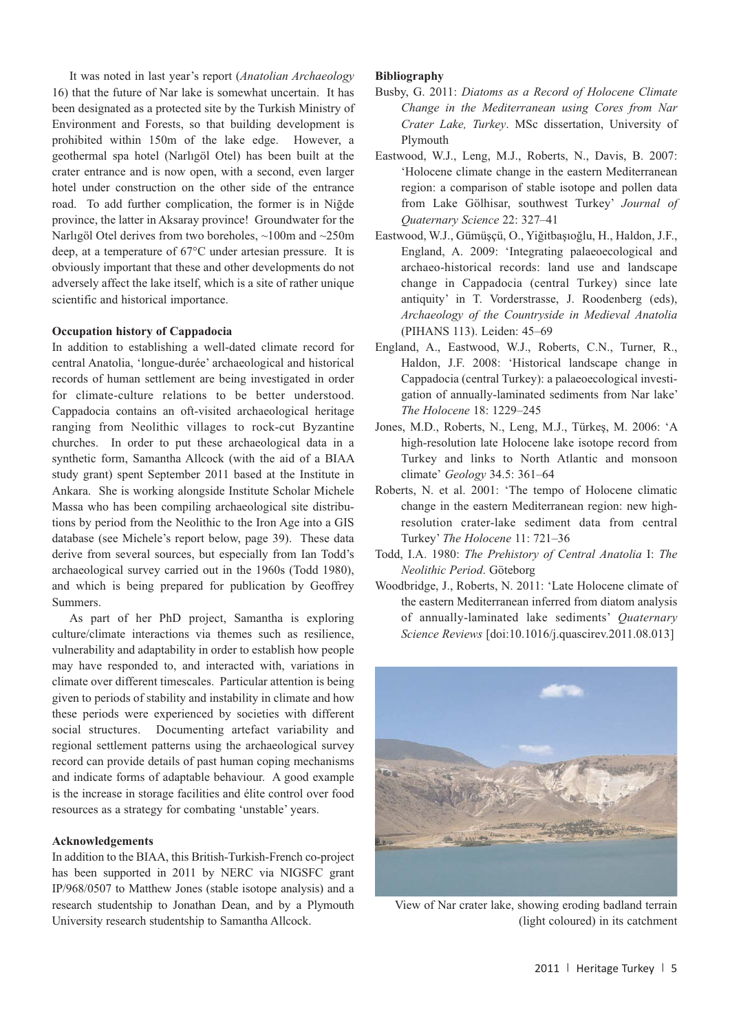It was noted in last year's report (*Anatolian Archaeology* 16) that the future of Nar lake is somewhat uncertain. It has been designated as a protected site by the Turkish Ministry of Environment and Forests, so that building development is prohibited within 150m of the lake edge. However, a geothermal spa hotel (Narlıgöl Otel) has been built at the crater entrance and is now open, with a second, even larger hotel under construction on the other side of the entrance road. To add further complication, the former is in Niğde province, the latter in Aksaray province! Groundwater for the Narlıgöl Otel derives from two boreholes, ~100m and ~250m deep, at a temperature of 67°C under artesian pressure. It is obviously important that these and other developments do not adversely affect the lake itself, which is a site of rather unique scientific and historical importance.

**Occupation history of Cappadocia**

In addition to establishing a well-dated climate record for central Anatolia, 'longue-durée' archaeological and historical records of human settlement are being investigated in order for climate-culture relations to be better understood. Cappadocia contains an oft-visited archaeological heritage ranging from Neolithic villages to rock-cut Byzantine churches. In order to put these archaeological data in a synthetic form, Samantha Allcock (with the aid of a BIAA study grant) spent September 2011 based at the Institute in Ankara. She is working alongside Institute Scholar Michele Massa who has been compiling archaeological site distributions by period from the Neolithic to the Iron Age into a GIS database (see Michele's report below, page 39). These data derive from several sources, but especially from Ian Todd's archaeological survey carried out in the 1960s (Todd 1980), and which is being prepared for publication by Geoffrey Summers.

As part of her PhD project, Samantha is exploring culture/climate interactions via themes such as resilience, vulnerability and adaptability in order to establish how people may have responded to, and interacted with, variations in climate over different timescales. Particular attention is being given to periods of stability and instability in climate and how these periods were experienced by societies with different social structures. Documenting artefact variability and regional settlement patterns using the archaeological survey record can provide details of past human coping mechanisms and indicate forms of adaptable behaviour. A good example is the increase in storage facilities and élite control over food resources as a strategy for combating 'unstable' years.

**Acknowledgements**

In addition to the BIAA, this British-Turkish-French co-project has been supported in 2011 by NERC via NIGSFC grant IP/968/0507 to Matthew Jones (stable isotope analysis) and a research studentship to Jonathan Dean, and by a Plymouth University research studentship to Samantha Allcock.

**Bibliography**

Busby, G. 2011: *Diatoms as a Record of Holocene Climate Change in the Mediterranean using Cores from Nar Crater Lake, Turkey*. MSc dissertation, University of Plymouth

Eastwood, W.J., Leng, M.J., Roberts, N., Davis, B. 2007: 'Holocene climate change in the eastern Mediterranean region: a comparison of stable isotope and pollen data from Lake Gölhisar, southwest Turkey' *Journal of Quaternary Science* 22: 327–41

Eastwood, W.J., Gümüşçü, O., Yiğitbaşıoğlu, H., Haldon, J.F., England, A. 2009: 'Integrating palaeoecological and archaeo-historical records: land use and landscape change in Cappadocia (central Turkey) since late antiquity' in T. Vorderstrasse, J. Roodenberg (eds), *Archaeology of the Countryside in Medieval Anatolia* (PIHANS 113). Leiden: 45–69

England, A., Eastwood, W.J., Roberts, C.N., Turner, R., Haldon, J.F. 2008: 'Historical landscape change in Cappadocia (central Turkey): a palaeoecological investigation of annually-laminated sediments from Nar lake' *The Holocene* 18: 1229–245

Jones, M.D., Roberts, N., Leng, M.J., Türkeş, M. 2006: 'A high-resolution late Holocene lake isotope record from Turkey and links to North Atlantic and monsoon climate' *Geology* 34.5: 361–64

Roberts, N. et al. 2001: 'The tempo of Holocene climatic change in the eastern Mediterranean region: new high-resolution crater-lake sediment data from central Turkey' *The Holocene* 11: 721–36

Todd, I.A. 1980: *The Prehistory of Central Anatolia* I: *The Neolithic Period*. Göteborg

Woodbridge, J., Roberts, N. 2011: 'Late Holocene climate of the eastern Mediterranean inferred from diatom analysis of annually-laminated lake sediments' *Quaternary Science Reviews* [doi:10.1016/j.quascirev.2011.08.013]

View of Nar crater lake, showing eroding badland terrain (light coloured) in its catchment